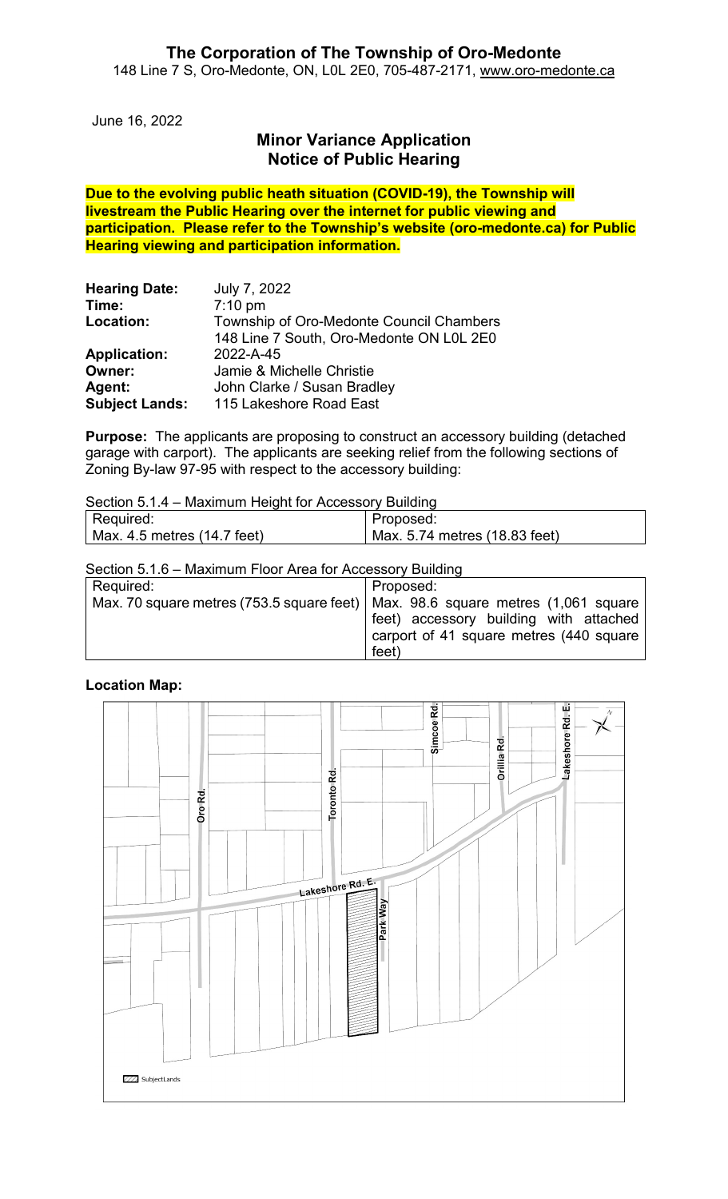# The Corporation of The Township of Oro-Medonte

148 Line 7 S, Oro-Medonte, ON, L0L 2E0, 705-487-2171, www.oro-medonte.ca

June 16, 2022

## Minor Variance Application
## Notice of Public Hearing

**Due to the evolving public heath situation (COVID-19), the Township will livestream the Public Hearing over the internet for public viewing and participation. Please refer to the Township's website (oro-medonte.ca) for Public Hearing viewing and participation information.**

**Hearing Date:** July 7, 2022
**Time:** 7:10 pm
**Location:** Township of Oro-Medonte Council Chambers
148 Line 7 South, Oro-Medonte ON L0L 2E0
**Application:** 2022-A-45
**Owner:** Jamie & Michelle Christie
**Agent:** John Clarke / Susan Bradley
**Subject Lands:** 115 Lakeshore Road East

**Purpose:** The applicants are proposing to construct an accessory building (detached garage with carport). The applicants are seeking relief from the following sections of Zoning By-law 97-95 with respect to the accessory building:

Section 5.1.4 – Maximum Height for Accessory Building

| Required: | Proposed: |
|---|---|
| Max. 4.5 metres (14.7 feet) | Max. 5.74 metres (18.83 feet) |

Section 5.1.6 – Maximum Floor Area for Accessory Building

| Required: | Proposed: |
|---|---|
| Max. 70 square metres (753.5 square feet) | Max. 98.6 square metres (1,061 square feet) accessory building with attached carport of 41 square metres (440 square feet) |

**Location Map:**

Oro Rd. | Toronto Rd. | Simcoe Rd. | Orillia Rd. | Lakeshore Rd. E. | Lakeshore Rd. E. | Park Way

Subject Lands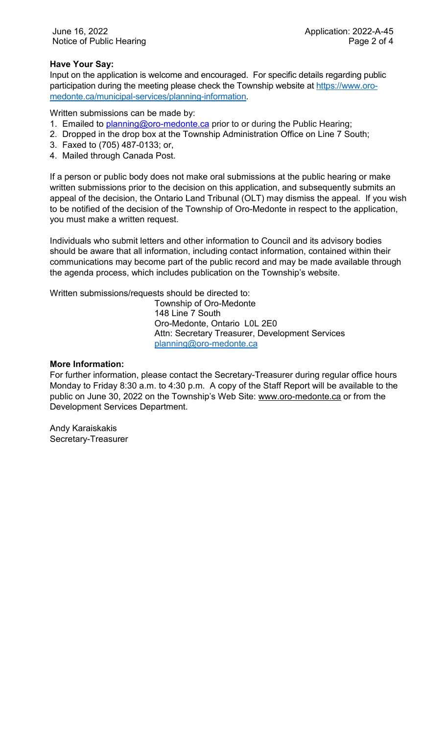**Have Your Say:**

Input on the application is welcome and encouraged. For specific details regarding public participation during the meeting please check the Township website at https://www.oro-medonte.ca/municipal-services/planning-information.

Written submissions can be made by:

1. Emailed to planning@oro-medonte.ca prior to or during the Public Hearing;
2. Dropped in the drop box at the Township Administration Office on Line 7 South;
3. Faxed to (705) 487-0133; or,
4. Mailed through Canada Post.

If a person or public body does not make oral submissions at the public hearing or make written submissions prior to the decision on this application, and subsequently submits an appeal of the decision, the Ontario Land Tribunal (OLT) may dismiss the appeal. If you wish to be notified of the decision of the Township of Oro-Medonte in respect to the application, you must make a written request.

Individuals who submit letters and other information to Council and its advisory bodies should be aware that all information, including contact information, contained within their communications may become part of the public record and may be made available through the agenda process, which includes publication on the Township's website.

Written submissions/requests should be directed to:

Township of Oro-Medonte
148 Line 7 South
Oro-Medonte, Ontario L0L 2E0
Attn: Secretary Treasurer, Development Services
planning@oro-medonte.ca

**More Information:**

For further information, please contact the Secretary-Treasurer during regular office hours Monday to Friday 8:30 a.m. to 4:30 p.m. A copy of the Staff Report will be available to the public on June 30, 2022 on the Township's Web Site: www.oro-medonte.ca or from the Development Services Department.

Andy Karaiskakis
Secretary-Treasurer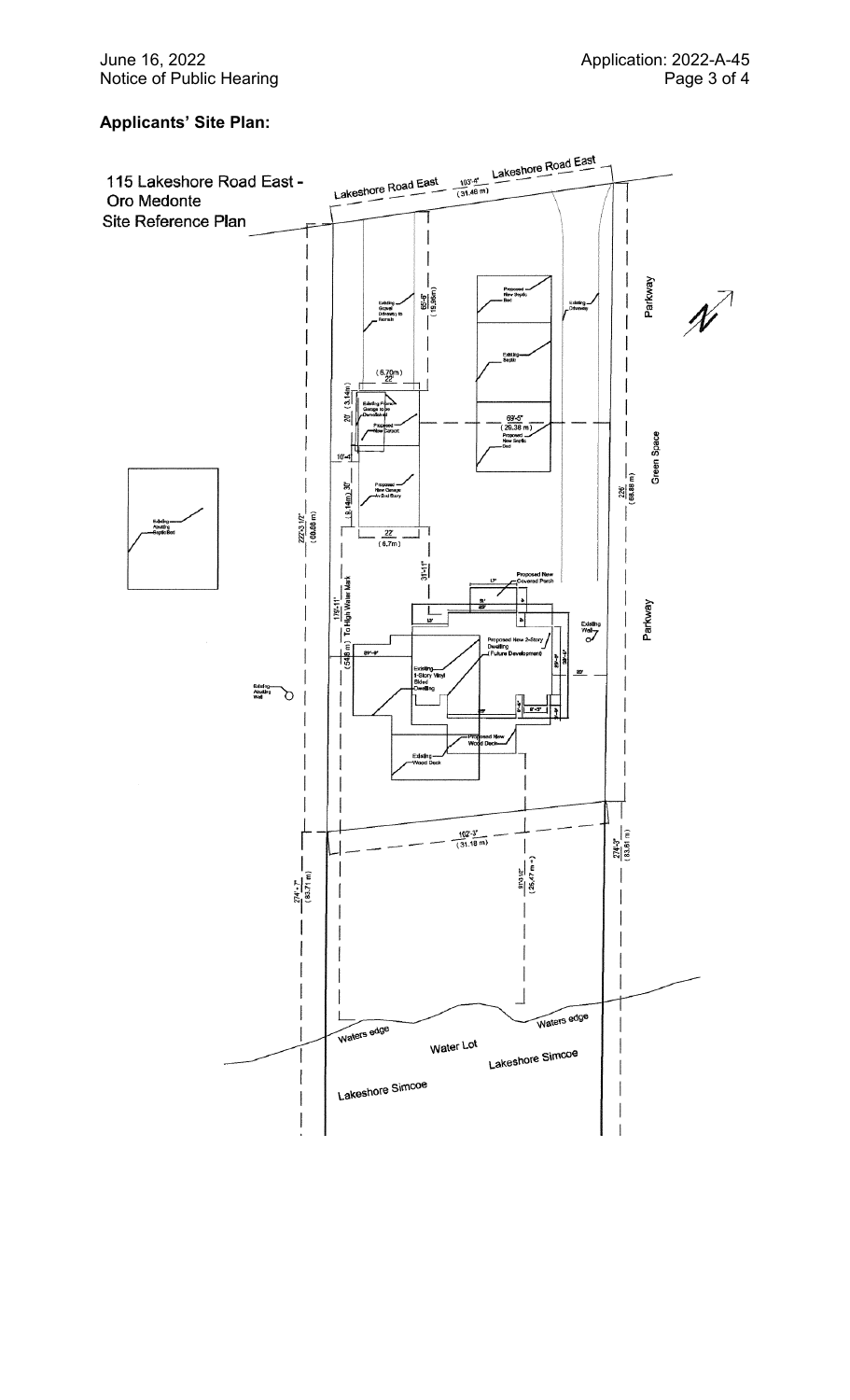## Applicants' Site Plan:

115 Lakeshore Road East - Oro Medonte
Site Reference Plan

Lakeshore Road East

103'-4" (31.48 m)

Existing Gravel Driveway to Remain

65'-5" (19.95m)

Proposed New Septic Bed

Existing Driveway

Parkway

Existing Septic

(6.70m) 22'

Existing Frame Garage to be Demolished

Proposed New Carport

10' (3.14m)

69'-5" (26.38 m)
Proposed New Septic Bed

10'

Proposed New Garage w/ 2nd Story

30' (9.14m)

Green Space

226' (68.88 m)

Existing Abutting Septic Bed

227'-3 1/2" (69.09 m)

22' (6.7m)

31'-11"

Proposed New Covered Porch

179'-11" (54.8 m) To High Water Mark

Parkway

Existing Well

Proposed New 2-Story Dwelling (Future Development)

Existing 1-Story Vinyl Sided Dwelling

Existing Abutting Well

Proposed New Wood Deck

Existing Wood Deck

102'-3" (31.18 m)

274'-7" (83.71 m)

274'-3" (83.61 m)

83'-6 1/2" (25.47 m+)

Waters edge

Water Lot

Lakeshore Simcoe

Lakeshore Simcoe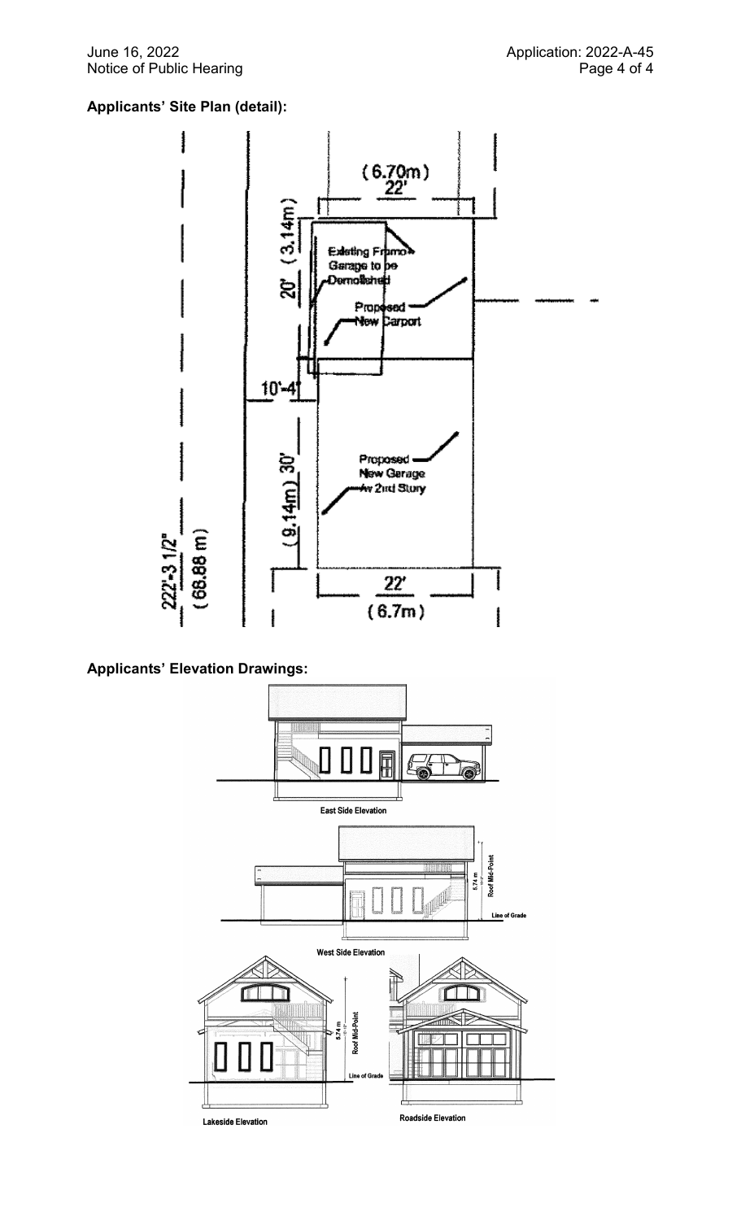**Applicants' Site Plan (detail):**

(6.70m)
22'

(3.14m)
20'

Existing Frame Garage to be Demolished

Proposed New Carport

10'-4"

Proposed New Garage w/ 2nd Story

(9.14m) 30'

222'-3 1/2"
(68.88 m)

22'
(6.7m)

**Applicants' Elevation Drawings:**

East Side Elevation

5.74 m
Roof Mid-Point
Line of Grade

West Side Elevation

5.74 m
Roof Mid-Point
Line of Grade

Lakeside Elevation

Roadside Elevation